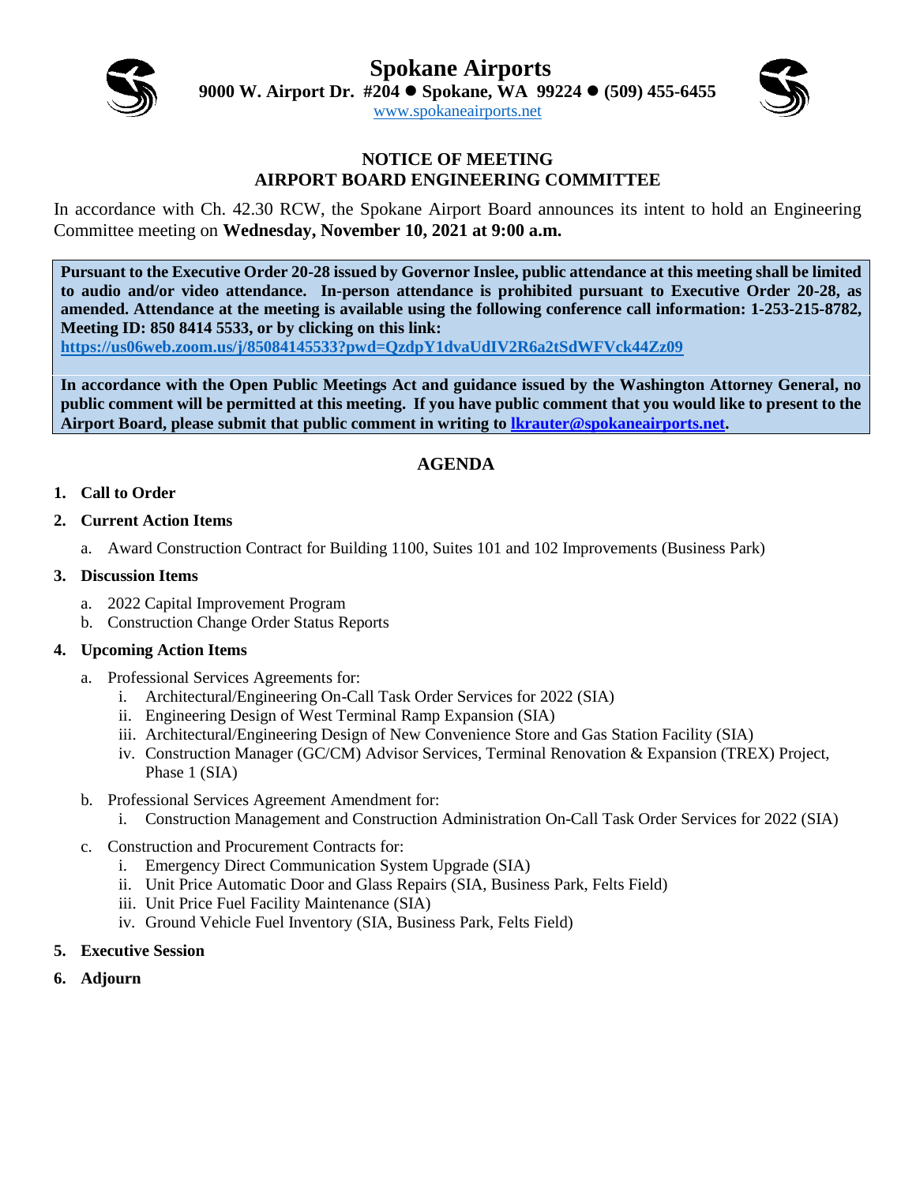# Spokane Airports

**9000 W. Airport Dr. #204 ● Spokane, WA 99224 ● (509) 455-6455**

www.spokaneairports.net

## NOTICE OF MEETING
## AIRPORT BOARD ENGINEERING COMMITTEE

In accordance with Ch. 42.30 RCW, the Spokane Airport Board announces its intent to hold an Engineering Committee meeting on **Wednesday, November 10, 2021 at 9:00 a.m.**

**Pursuant to the Executive Order 20-28 issued by Governor Inslee, public attendance at this meeting shall be limited to audio and/or video attendance. In-person attendance is prohibited pursuant to Executive Order 20-28, as amended. Attendance at the meeting is available using the following conference call information: 1-253-215-8782, Meeting ID: 850 8414 5533, or by clicking on this link:**
**https://us06web.zoom.us/j/85084145533?pwd=QzdpY1dvaUdIV2R6a2tSdWFVck44Zz09**

**In accordance with the Open Public Meetings Act and guidance issued by the Washington Attorney General, no public comment will be permitted at this meeting. If you have public comment that you would like to present to the Airport Board, please submit that public comment in writing to lkrauter@spokaneairports.net.**

## AGENDA

1. **Call to Order**
2. **Current Action Items**
   a. Award Construction Contract for Building 1100, Suites 101 and 102 Improvements (Business Park)
3. **Discussion Items**
   a. 2022 Capital Improvement Program
   b. Construction Change Order Status Reports
4. **Upcoming Action Items**
   a. Professional Services Agreements for:
      i. Architectural/Engineering On-Call Task Order Services for 2022 (SIA)
      ii. Engineering Design of West Terminal Ramp Expansion (SIA)
      iii. Architectural/Engineering Design of New Convenience Store and Gas Station Facility (SIA)
      iv. Construction Manager (GC/CM) Advisor Services, Terminal Renovation & Expansion (TREX) Project, Phase 1 (SIA)
   b. Professional Services Agreement Amendment for:
      i. Construction Management and Construction Administration On-Call Task Order Services for 2022 (SIA)
   c. Construction and Procurement Contracts for:
      i. Emergency Direct Communication System Upgrade (SIA)
      ii. Unit Price Automatic Door and Glass Repairs (SIA, Business Park, Felts Field)
      iii. Unit Price Fuel Facility Maintenance (SIA)
      iv. Ground Vehicle Fuel Inventory (SIA, Business Park, Felts Field)
5. **Executive Session**
6. **Adjourn**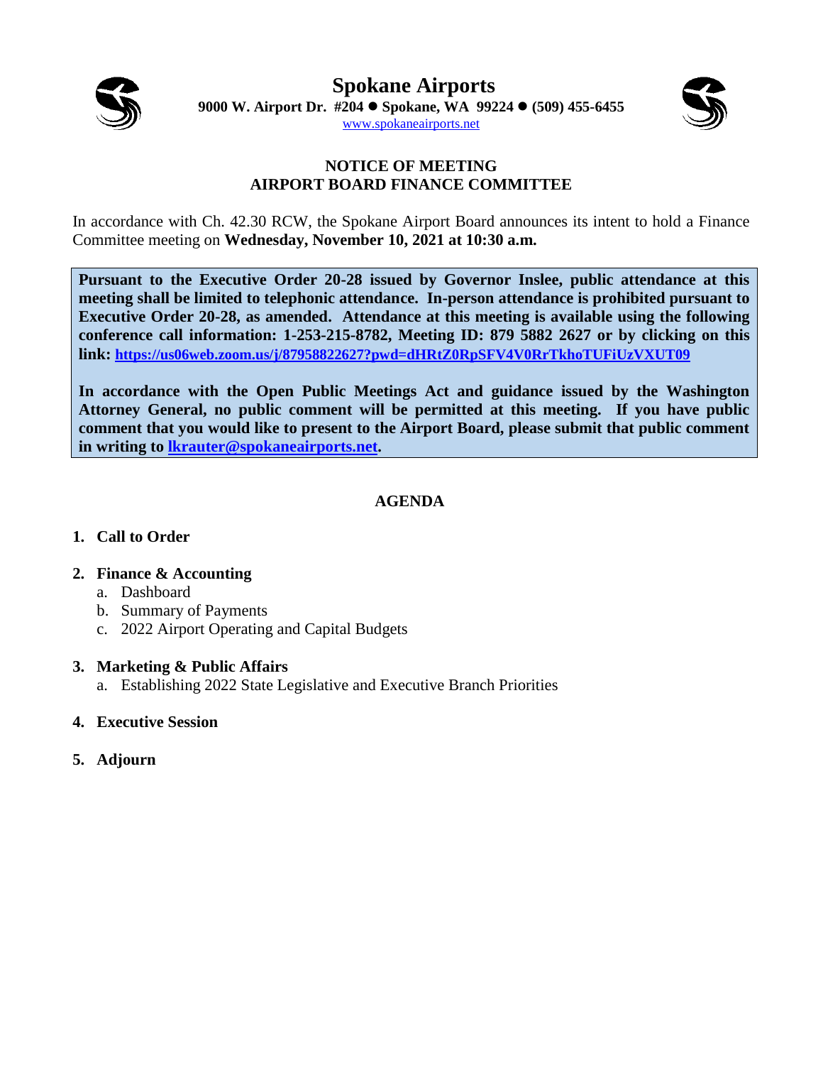# Spokane Airports

**9000 W. Airport Dr. #204 ● Spokane, WA 99224 ● (509) 455-6455**

www.spokaneairports.net

## NOTICE OF MEETING
## AIRPORT BOARD FINANCE COMMITTEE

In accordance with Ch. 42.30 RCW, the Spokane Airport Board announces its intent to hold a Finance Committee meeting on **Wednesday, November 10, 2021 at 10:30 a.m.**

**Pursuant to the Executive Order 20-28 issued by Governor Inslee, public attendance at this meeting shall be limited to telephonic attendance. In-person attendance is prohibited pursuant to Executive Order 20-28, as amended. Attendance at this meeting is available using the following conference call information: 1-253-215-8782, Meeting ID: 879 5882 2627 or by clicking on this link: https://us06web.zoom.us/j/87958822627?pwd=dHRtZ0RpSFV4V0RrTkhoTUFiUzVXUT09**

**In accordance with the Open Public Meetings Act and guidance issued by the Washington Attorney General, no public comment will be permitted at this meeting. If you have public comment that you would like to present to the Airport Board, please submit that public comment in writing to lkrauter@spokaneairports.net.**

## AGENDA

1. **Call to Order**

2. **Finance & Accounting**
   a. Dashboard
   b. Summary of Payments
   c. 2022 Airport Operating and Capital Budgets

3. **Marketing & Public Affairs**
   a. Establishing 2022 State Legislative and Executive Branch Priorities

4. **Executive Session**

5. **Adjourn**